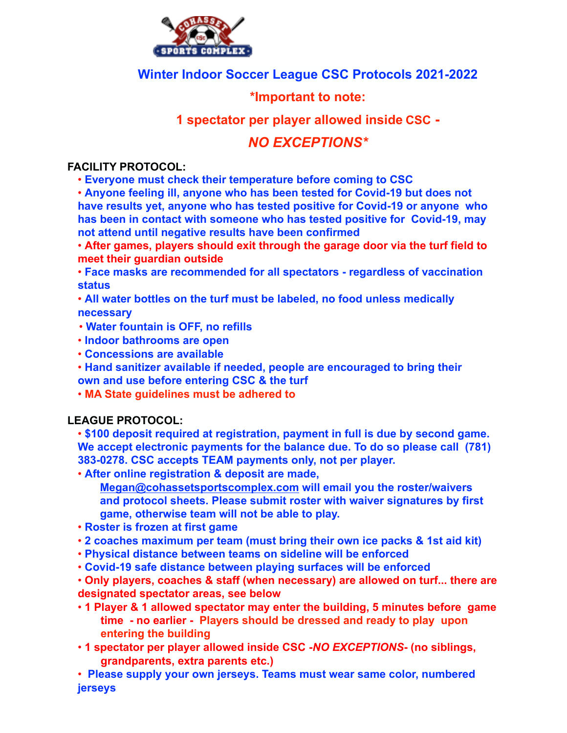# Winter Indoor Soccer League CSC Protocols 2021-2022

**\*Important to note:**

**1 spectator per player allowed inside CSC -**

***NO EXCEPTIONS\****

**FACILITY PROTOCOL:**

- **Everyone must check their temperature before coming to CSC**
- **Anyone feeling ill, anyone who has been tested for Covid-19 but does not have results yet, anyone who has tested positive for Covid-19 or anyone who has been in contact with someone who has tested positive for Covid-19, may not attend until negative results have been confirmed**
- **After games, players should exit through the garage door via the turf field to meet their guardian outside**
- **Face masks are recommended for all spectators - regardless of vaccination status**
- **All water bottles on the turf must be labeled, no food unless medically necessary**
- **Water fountain is OFF, no refills**
- **Indoor bathrooms are open**
- **Concessions are available**
- **Hand sanitizer available if needed, people are encouraged to bring their own and use before entering CSC & the turf**
- **MA State guidelines must be adhered to**

**LEAGUE PROTOCOL:**

- **$100 deposit required at registration, payment in full is due by second game. We accept electronic payments for the balance due. To do so please call (781) 383-0278. CSC accepts TEAM payments only, not per player.**
- **After online registration & deposit are made, Megan@cohassetsportscomplex.com will email you the roster/waivers and protocol sheets. Please submit roster with waiver signatures by first game, otherwise team will not be able to play.**
- **Roster is frozen at first game**
- **2 coaches maximum per team (must bring their own ice packs & 1st aid kit)**
- **Physical distance between teams on sideline will be enforced**
- **Covid-19 safe distance between playing surfaces will be enforced**
- **Only players, coaches & staff (when necessary) are allowed on turf... there are designated spectator areas, see below**
- **1 Player & 1 allowed spectator may enter the building, 5 minutes before game time - no earlier - Players should be dressed and ready to play upon entering the building**
- **1 spectator per player allowed inside CSC *-NO EXCEPTIONS-* (no siblings, grandparents, extra parents etc.)**
- **Please supply your own jerseys. Teams must wear same color, numbered jerseys**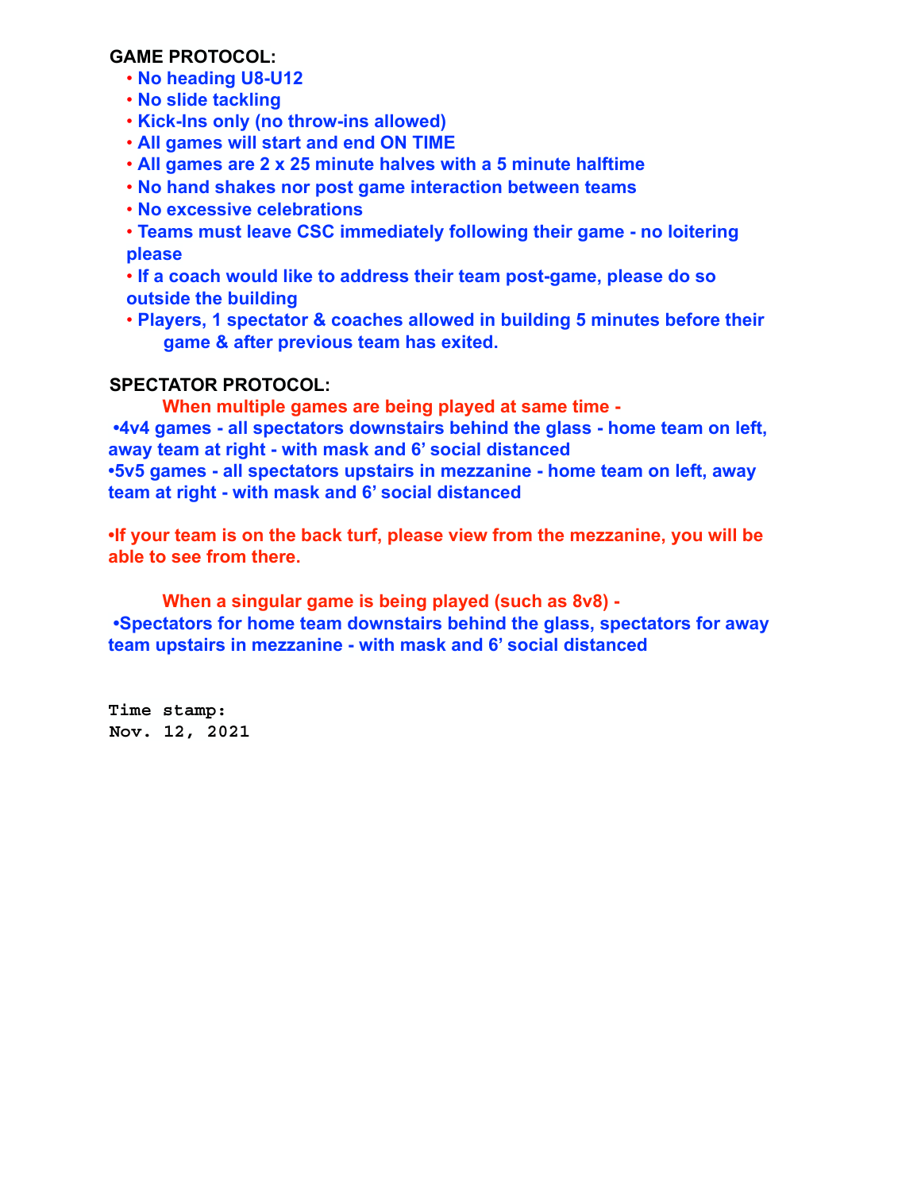**GAME PROTOCOL:**

- **No heading U8-U12**
- **No slide tackling**
- **Kick-Ins only (no throw-ins allowed)**
- **All games will start and end ON TIME**
- **All games are 2 x 25 minute halves with a 5 minute halftime**
- **No hand shakes nor post game interaction between teams**
- **No excessive celebrations**
- **Teams must leave CSC immediately following their game - no loitering please**
- **If a coach would like to address their team post-game, please do so outside the building**
- **Players, 1 spectator & coaches allowed in building 5 minutes before their game & after previous team has exited.**

**SPECTATOR PROTOCOL:**

**When multiple games are being played at same time -**

- **4v4 games - all spectators downstairs behind the glass - home team on left, away team at right - with mask and 6' social distanced**
- **5v5 games - all spectators upstairs in mezzanine - home team on left, away team at right - with mask and 6' social distanced**

- **If your team is on the back turf, please view from the mezzanine, you will be able to see from there.**

**When a singular game is being played (such as 8v8) -**

- **Spectators for home team downstairs behind the glass, spectators for away team upstairs in mezzanine - with mask and 6' social distanced**

**Time stamp:**
**Nov. 12, 2021**